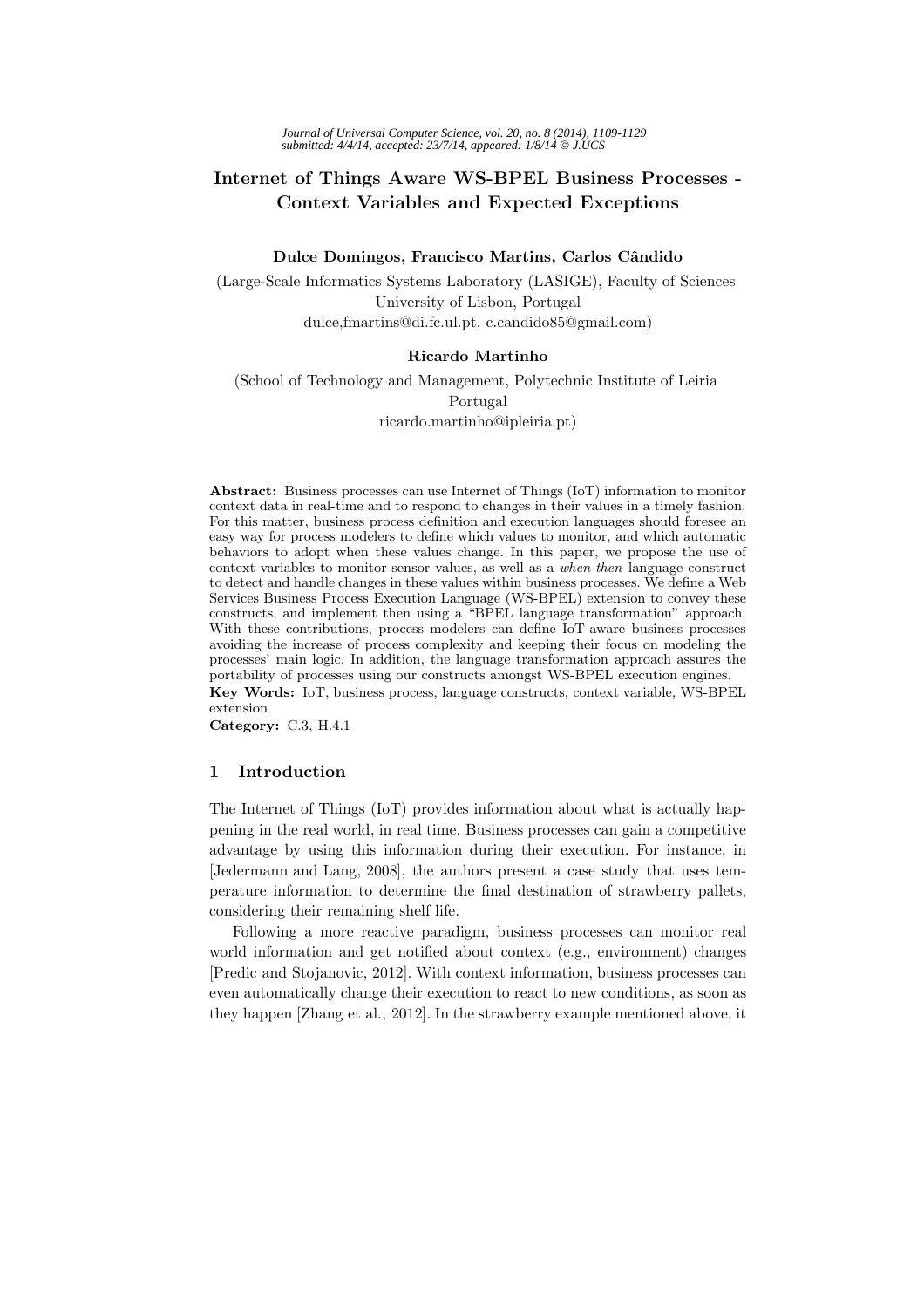# Internet of Things Aware WS-BPEL Business Processes - Context Variables and Expected Exceptions

**Dulce Domingos, Francisco Martins, Carlos Cândido**

(Large-Scale Informatics Systems Laboratory (LASIGE), Faculty of Sciences
University of Lisbon, Portugal
dulce,fmartins@di.fc.ul.pt, c.candido85@gmail.com)

**Ricardo Martinho**

(School of Technology and Management, Polytechnic Institute of Leiria
Portugal
ricardo.martinho@ipleiria.pt)

**Abstract:** Business processes can use Internet of Things (IoT) information to monitor context data in real-time and to respond to changes in their values in a timely fashion. For this matter, business process definition and execution languages should foresee an easy way for process modelers to define which values to monitor, and which automatic behaviors to adopt when these values change. In this paper, we propose the use of context variables to monitor sensor values, as well as a *when-then* language construct to detect and handle changes in these values within business processes. We define a Web Services Business Process Execution Language (WS-BPEL) extension to convey these constructs, and implement then using a "BPEL language transformation" approach. With these contributions, process modelers can define IoT-aware business processes avoiding the increase of process complexity and keeping their focus on modeling the processes' main logic. In addition, the language transformation approach assures the portability of processes using our constructs amongst WS-BPEL execution engines.

**Key Words:** IoT, business process, language constructs, context variable, WS-BPEL extension

**Category:** C.3, H.4.1

## 1 Introduction

The Internet of Things (IoT) provides information about what is actually happening in the real world, in real time. Business processes can gain a competitive advantage by using this information during their execution. For instance, in [Jedermann and Lang, 2008], the authors present a case study that uses temperature information to determine the final destination of strawberry pallets, considering their remaining shelf life.

Following a more reactive paradigm, business processes can monitor real world information and get notified about context (e.g., environment) changes [Predic and Stojanovic, 2012]. With context information, business processes can even automatically change their execution to react to new conditions, as soon as they happen [Zhang et al., 2012]. In the strawberry example mentioned above, it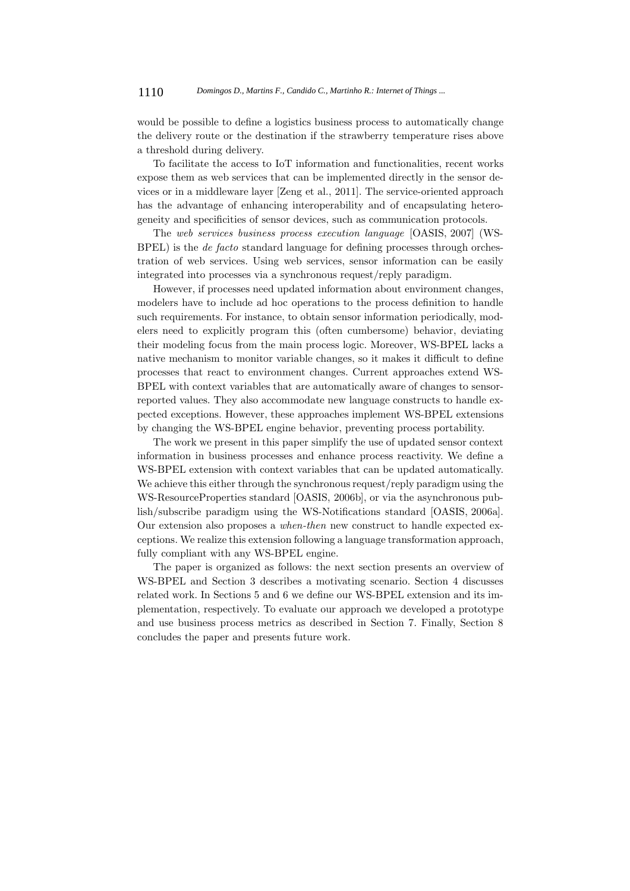would be possible to define a logistics business process to automatically change the delivery route or the destination if the strawberry temperature rises above a threshold during delivery.

To facilitate the access to IoT information and functionalities, recent works expose them as web services that can be implemented directly in the sensor devices or in a middleware layer [Zeng et al., 2011]. The service-oriented approach has the advantage of enhancing interoperability and of encapsulating heterogeneity and specificities of sensor devices, such as communication protocols.

The *web services business process execution language* [OASIS, 2007] (WS-BPEL) is the *de facto* standard language for defining processes through orchestration of web services. Using web services, sensor information can be easily integrated into processes via a synchronous request/reply paradigm.

However, if processes need updated information about environment changes, modelers have to include ad hoc operations to the process definition to handle such requirements. For instance, to obtain sensor information periodically, modelers need to explicitly program this (often cumbersome) behavior, deviating their modeling focus from the main process logic. Moreover, WS-BPEL lacks a native mechanism to monitor variable changes, so it makes it difficult to define processes that react to environment changes. Current approaches extend WS-BPEL with context variables that are automatically aware of changes to sensor-reported values. They also accommodate new language constructs to handle expected exceptions. However, these approaches implement WS-BPEL extensions by changing the WS-BPEL engine behavior, preventing process portability.

The work we present in this paper simplify the use of updated sensor context information in business processes and enhance process reactivity. We define a WS-BPEL extension with context variables that can be updated automatically. We achieve this either through the synchronous request/reply paradigm using the WS-ResourceProperties standard [OASIS, 2006b], or via the asynchronous publish/subscribe paradigm using the WS-Notifications standard [OASIS, 2006a]. Our extension also proposes a *when-then* new construct to handle expected exceptions. We realize this extension following a language transformation approach, fully compliant with any WS-BPEL engine.

The paper is organized as follows: the next section presents an overview of WS-BPEL and Section 3 describes a motivating scenario. Section 4 discusses related work. In Sections 5 and 6 we define our WS-BPEL extension and its implementation, respectively. To evaluate our approach we developed a prototype and use business process metrics as described in Section 7. Finally, Section 8 concludes the paper and presents future work.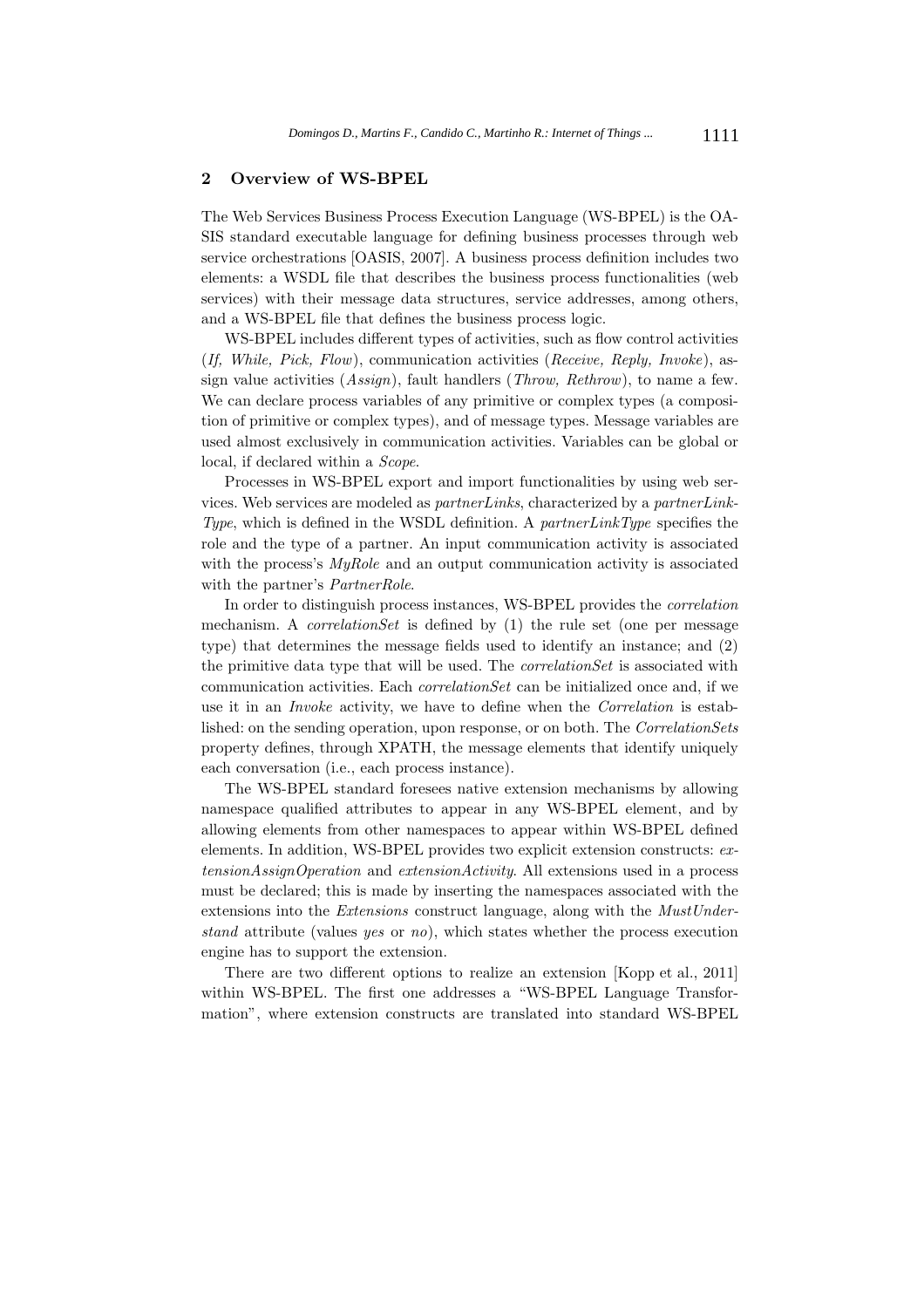## 2 Overview of WS-BPEL

The Web Services Business Process Execution Language (WS-BPEL) is the OASIS standard executable language for defining business processes through web service orchestrations [OASIS, 2007]. A business process definition includes two elements: a WSDL file that describes the business process functionalities (web services) with their message data structures, service addresses, among others, and a WS-BPEL file that defines the business process logic.

WS-BPEL includes different types of activities, such as flow control activities (*If, While, Pick, Flow*), communication activities (*Receive, Reply, Invoke*), assign value activities (*Assign*), fault handlers (*Throw, Rethrow*), to name a few. We can declare process variables of any primitive or complex types (a composition of primitive or complex types), and of message types. Message variables are used almost exclusively in communication activities. Variables can be global or local, if declared within a *Scope*.

Processes in WS-BPEL export and import functionalities by using web services. Web services are modeled as *partnerLinks*, characterized by a *partnerLinkType*, which is defined in the WSDL definition. A *partnerLinkType* specifies the role and the type of a partner. An input communication activity is associated with the process's *MyRole* and an output communication activity is associated with the partner's *PartnerRole*.

In order to distinguish process instances, WS-BPEL provides the *correlation* mechanism. A *correlationSet* is defined by (1) the rule set (one per message type) that determines the message fields used to identify an instance; and (2) the primitive data type that will be used. The *correlationSet* is associated with communication activities. Each *correlationSet* can be initialized once and, if we use it in an *Invoke* activity, we have to define when the *Correlation* is established: on the sending operation, upon response, or on both. The *CorrelationSets* property defines, through XPATH, the message elements that identify uniquely each conversation (i.e., each process instance).

The WS-BPEL standard foresees native extension mechanisms by allowing namespace qualified attributes to appear in any WS-BPEL element, and by allowing elements from other namespaces to appear within WS-BPEL defined elements. In addition, WS-BPEL provides two explicit extension constructs: *extensionAssignOperation* and *extensionActivity*. All extensions used in a process must be declared; this is made by inserting the namespaces associated with the extensions into the *Extensions* construct language, along with the *MustUnderstand* attribute (values *yes* or *no*), which states whether the process execution engine has to support the extension.

There are two different options to realize an extension [Kopp et al., 2011] within WS-BPEL. The first one addresses a "WS-BPEL Language Transformation", where extension constructs are translated into standard WS-BPEL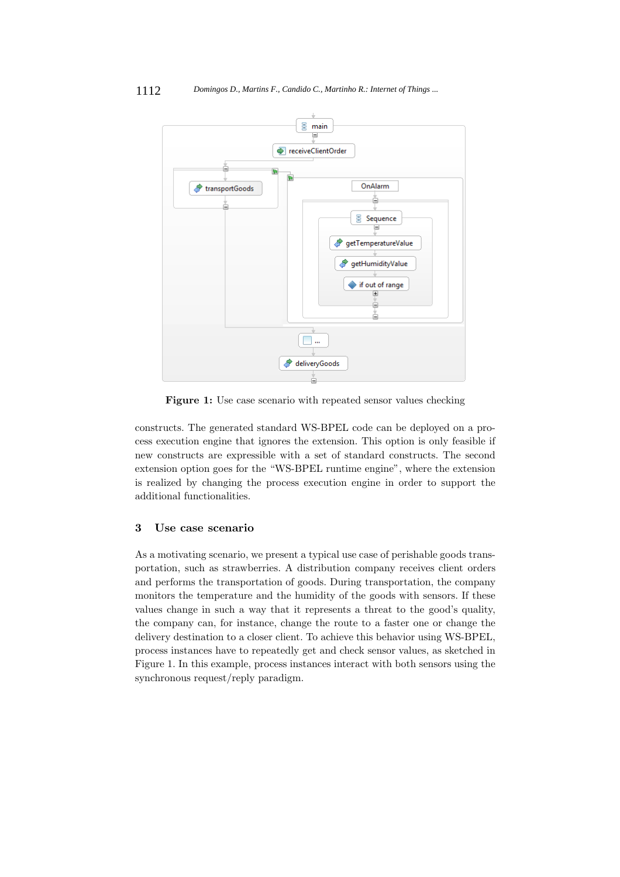**Figure 1:** Use case scenario with repeated sensor values checking

constructs. The generated standard WS-BPEL code can be deployed on a process execution engine that ignores the extension. This option is only feasible if new constructs are expressible with a set of standard constructs. The second extension option goes for the "WS-BPEL runtime engine", where the extension is realized by changing the process execution engine in order to support the additional functionalities.

## 3 Use case scenario

As a motivating scenario, we present a typical use case of perishable goods transportation, such as strawberries. A distribution company receives client orders and performs the transportation of goods. During transportation, the company monitors the temperature and the humidity of the goods with sensors. If these values change in such a way that it represents a threat to the good's quality, the company can, for instance, change the route to a faster one or change the delivery destination to a closer client. To achieve this behavior using WS-BPEL, process instances have to repeatedly get and check sensor values, as sketched in Figure 1. In this example, process instances interact with both sensors using the synchronous request/reply paradigm.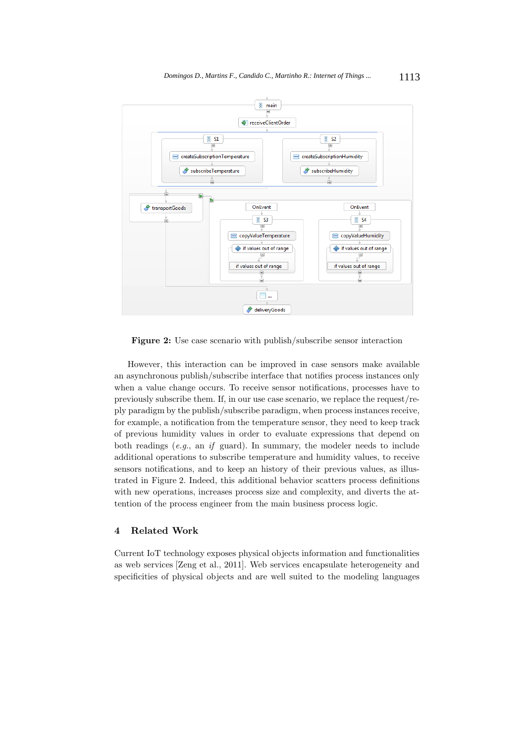**Figure 2:** Use case scenario with publish/subscribe sensor interaction

However, this interaction can be improved in case sensors make available an asynchronous publish/subscribe interface that notifies process instances only when a value change occurs. To receive sensor notifications, processes have to previously subscribe them. If, in our use case scenario, we replace the request/reply paradigm by the publish/subscribe paradigm, when process instances receive, for example, a notification from the temperature sensor, they need to keep track of previous humidity values in order to evaluate expressions that depend on both readings (*e.g.*, an *if* guard). In summary, the modeler needs to include additional operations to subscribe temperature and humidity values, to receive sensors notifications, and to keep an history of their previous values, as illustrated in Figure 2. Indeed, this additional behavior scatters process definitions with new operations, increases process size and complexity, and diverts the attention of the process engineer from the main business process logic.

## 4 Related Work

Current IoT technology exposes physical objects information and functionalities as web services [Zeng et al., 2011]. Web services encapsulate heterogeneity and specificities of physical objects and are well suited to the modeling languages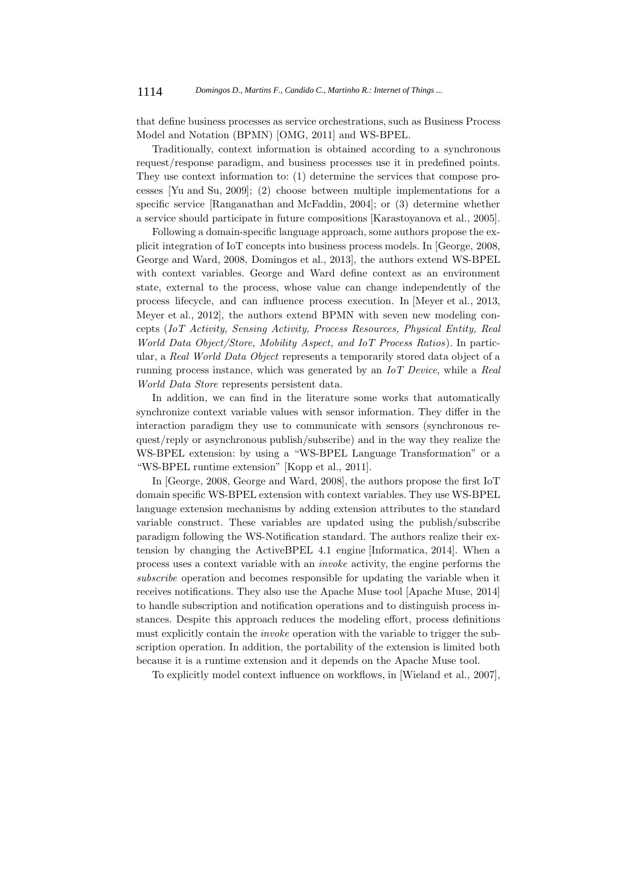that define business processes as service orchestrations, such as Business Process Model and Notation (BPMN) [OMG, 2011] and WS-BPEL.

Traditionally, context information is obtained according to a synchronous request/response paradigm, and business processes use it in predefined points. They use context information to: (1) determine the services that compose processes [Yu and Su, 2009]; (2) choose between multiple implementations for a specific service [Ranganathan and McFaddin, 2004]; or (3) determine whether a service should participate in future compositions [Karastoyanova et al., 2005].

Following a domain-specific language approach, some authors propose the explicit integration of IoT concepts into business process models. In [George, 2008, George and Ward, 2008, Domingos et al., 2013], the authors extend WS-BPEL with context variables. George and Ward define context as an environment state, external to the process, whose value can change independently of the process lifecycle, and can influence process execution. In [Meyer et al., 2013, Meyer et al., 2012], the authors extend BPMN with seven new modeling concepts (*IoT Activity, Sensing Activity, Process Resources, Physical Entity, Real World Data Object/Store, Mobility Aspect, and IoT Process Ratios*). In particular, a *Real World Data Object* represents a temporarily stored data object of a running process instance, which was generated by an *IoT Device*, while a *Real World Data Store* represents persistent data.

In addition, we can find in the literature some works that automatically synchronize context variable values with sensor information. They differ in the interaction paradigm they use to communicate with sensors (synchronous request/reply or asynchronous publish/subscribe) and in the way they realize the WS-BPEL extension: by using a "WS-BPEL Language Transformation" or a "WS-BPEL runtime extension" [Kopp et al., 2011].

In [George, 2008, George and Ward, 2008], the authors propose the first IoT domain specific WS-BPEL extension with context variables. They use WS-BPEL language extension mechanisms by adding extension attributes to the standard variable construct. These variables are updated using the publish/subscribe paradigm following the WS-Notification standard. The authors realize their extension by changing the ActiveBPEL 4.1 engine [Informatica, 2014]. When a process uses a context variable with an *invoke* activity, the engine performs the *subscribe* operation and becomes responsible for updating the variable when it receives notifications. They also use the Apache Muse tool [Apache Muse, 2014] to handle subscription and notification operations and to distinguish process instances. Despite this approach reduces the modeling effort, process definitions must explicitly contain the *invoke* operation with the variable to trigger the subscription operation. In addition, the portability of the extension is limited both because it is a runtime extension and it depends on the Apache Muse tool.

To explicitly model context influence on workflows, in [Wieland et al., 2007],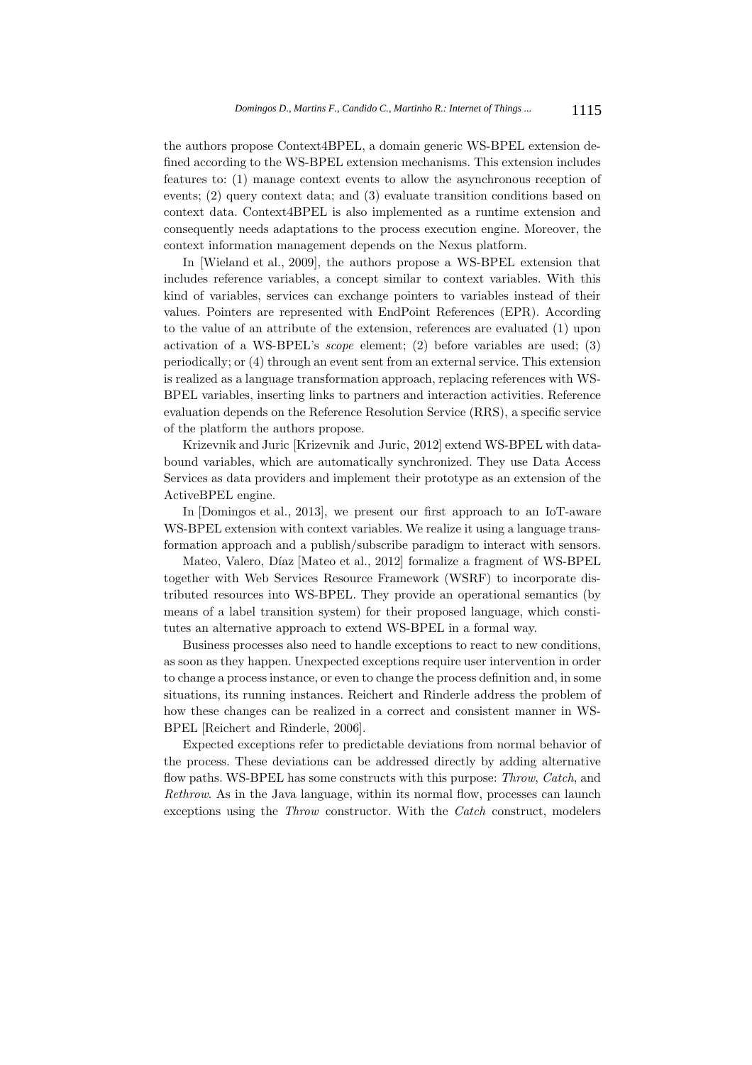the authors propose Context4BPEL, a domain generic WS-BPEL extension defined according to the WS-BPEL extension mechanisms. This extension includes features to: (1) manage context events to allow the asynchronous reception of events; (2) query context data; and (3) evaluate transition conditions based on context data. Context4BPEL is also implemented as a runtime extension and consequently needs adaptations to the process execution engine. Moreover, the context information management depends on the Nexus platform.

In [Wieland et al., 2009], the authors propose a WS-BPEL extension that includes reference variables, a concept similar to context variables. With this kind of variables, services can exchange pointers to variables instead of their values. Pointers are represented with EndPoint References (EPR). According to the value of an attribute of the extension, references are evaluated (1) upon activation of a WS-BPEL's *scope* element; (2) before variables are used; (3) periodically; or (4) through an event sent from an external service. This extension is realized as a language transformation approach, replacing references with WS-BPEL variables, inserting links to partners and interaction activities. Reference evaluation depends on the Reference Resolution Service (RRS), a specific service of the platform the authors propose.

Krizevnik and Juric [Krizevnik and Juric, 2012] extend WS-BPEL with data-bound variables, which are automatically synchronized. They use Data Access Services as data providers and implement their prototype as an extension of the ActiveBPEL engine.

In [Domingos et al., 2013], we present our first approach to an IoT-aware WS-BPEL extension with context variables. We realize it using a language transformation approach and a publish/subscribe paradigm to interact with sensors.

Mateo, Valero, Díaz [Mateo et al., 2012] formalize a fragment of WS-BPEL together with Web Services Resource Framework (WSRF) to incorporate distributed resources into WS-BPEL. They provide an operational semantics (by means of a label transition system) for their proposed language, which constitutes an alternative approach to extend WS-BPEL in a formal way.

Business processes also need to handle exceptions to react to new conditions, as soon as they happen. Unexpected exceptions require user intervention in order to change a process instance, or even to change the process definition and, in some situations, its running instances. Reichert and Rinderle address the problem of how these changes can be realized in a correct and consistent manner in WS-BPEL [Reichert and Rinderle, 2006].

Expected exceptions refer to predictable deviations from normal behavior of the process. These deviations can be addressed directly by adding alternative flow paths. WS-BPEL has some constructs with this purpose: *Throw*, *Catch*, and *Rethrow*. As in the Java language, within its normal flow, processes can launch exceptions using the *Throw* constructor. With the *Catch* construct, modelers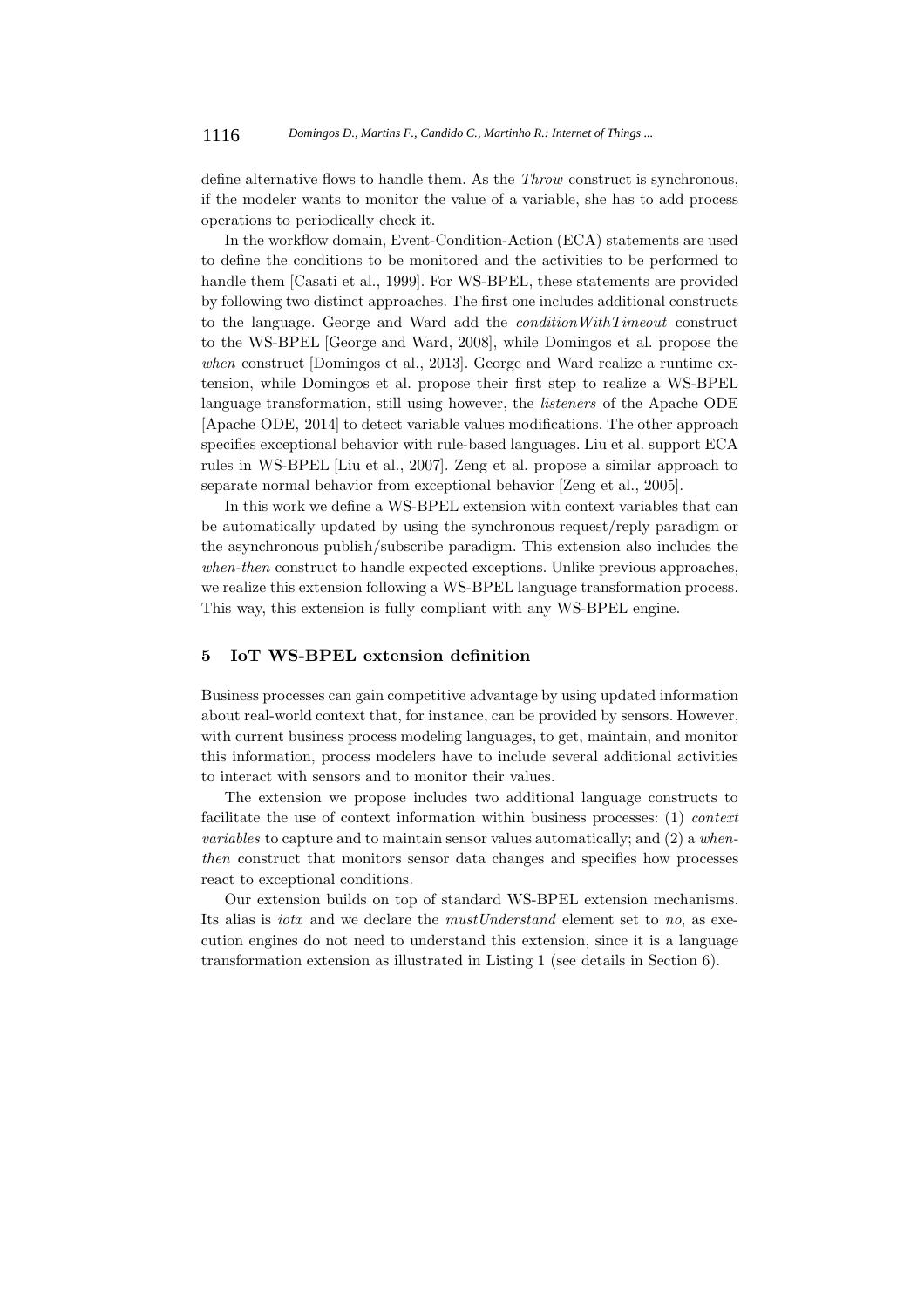define alternative flows to handle them. As the *Throw* construct is synchronous, if the modeler wants to monitor the value of a variable, she has to add process operations to periodically check it.

In the workflow domain, Event-Condition-Action (ECA) statements are used to define the conditions to be monitored and the activities to be performed to handle them [Casati et al., 1999]. For WS-BPEL, these statements are provided by following two distinct approaches. The first one includes additional constructs to the language. George and Ward add the *conditionWithTimeout* construct to the WS-BPEL [George and Ward, 2008], while Domingos et al. propose the *when* construct [Domingos et al., 2013]. George and Ward realize a runtime extension, while Domingos et al. propose their first step to realize a WS-BPEL language transformation, still using however, the *listeners* of the Apache ODE [Apache ODE, 2014] to detect variable values modifications. The other approach specifies exceptional behavior with rule-based languages. Liu et al. support ECA rules in WS-BPEL [Liu et al., 2007]. Zeng et al. propose a similar approach to separate normal behavior from exceptional behavior [Zeng et al., 2005].

In this work we define a WS-BPEL extension with context variables that can be automatically updated by using the synchronous request/reply paradigm or the asynchronous publish/subscribe paradigm. This extension also includes the *when-then* construct to handle expected exceptions. Unlike previous approaches, we realize this extension following a WS-BPEL language transformation process. This way, this extension is fully compliant with any WS-BPEL engine.

## 5 IoT WS-BPEL extension definition

Business processes can gain competitive advantage by using updated information about real-world context that, for instance, can be provided by sensors. However, with current business process modeling languages, to get, maintain, and monitor this information, process modelers have to include several additional activities to interact with sensors and to monitor their values.

The extension we propose includes two additional language constructs to facilitate the use of context information within business processes: (1) *context variables* to capture and to maintain sensor values automatically; and (2) a *when-then* construct that monitors sensor data changes and specifies how processes react to exceptional conditions.

Our extension builds on top of standard WS-BPEL extension mechanisms. Its alias is *iotx* and we declare the *mustUnderstand* element set to *no*, as execution engines do not need to understand this extension, since it is a language transformation extension as illustrated in Listing 1 (see details in Section 6).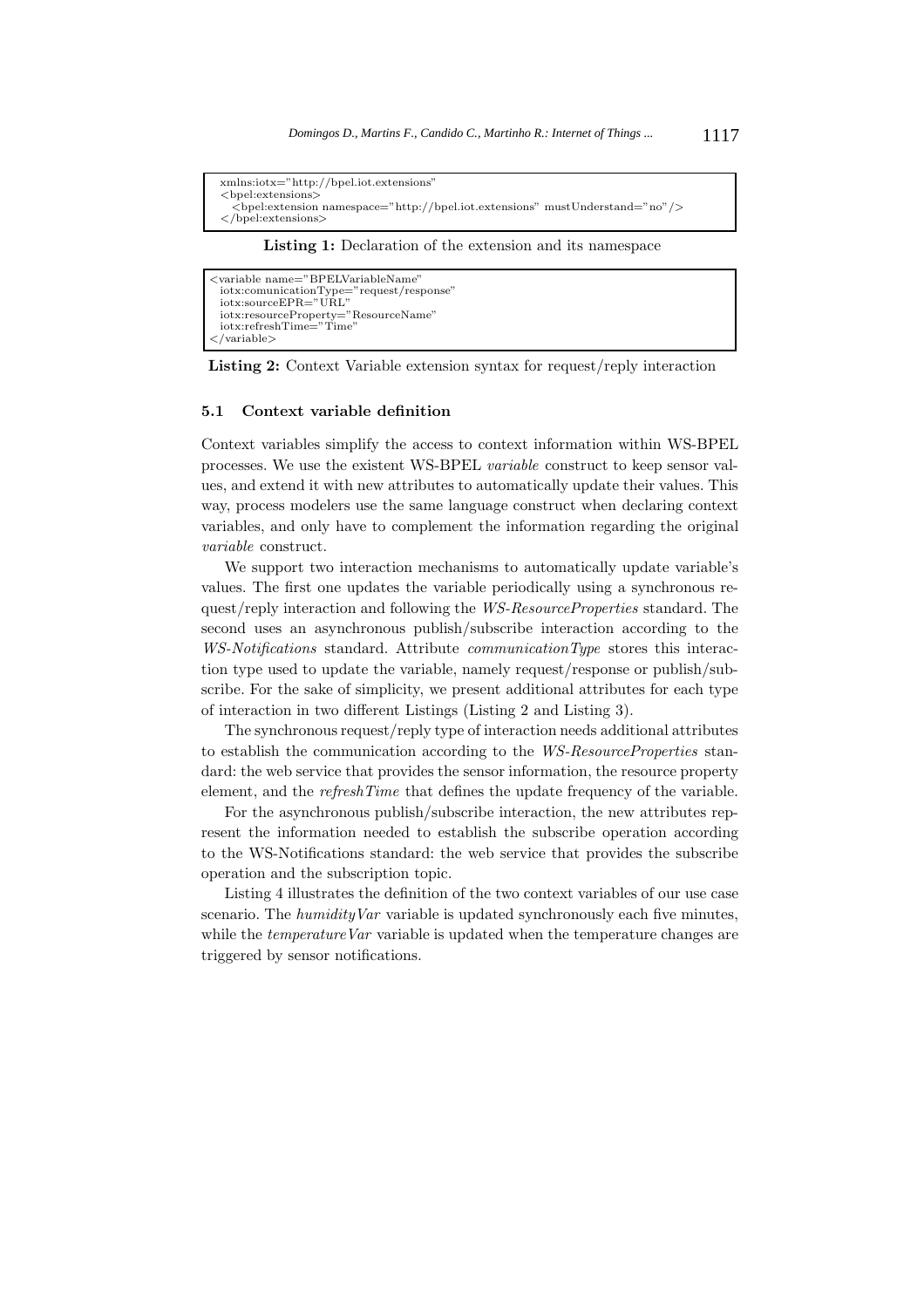```
xmlns:iotx="http://bpel.iot.extensions"
<bpel:extensions>
  <bpel:extension namespace="http://bpel.iot.extensions" mustUnderstand="no"/>
</bpel:extensions>
```

**Listing 1:** Declaration of the extension and its namespace

```
<variable name="BPELVariableName"
  iotx:comunicationType="request/response"
  iotx:sourceEPR="URL"
  iotx:resourceProperty="ResourceName"
  iotx:refreshTime="Time"
</variable>
```

**Listing 2:** Context Variable extension syntax for request/reply interaction

### 5.1 Context variable definition

Context variables simplify the access to context information within WS-BPEL processes. We use the existent WS-BPEL *variable* construct to keep sensor values, and extend it with new attributes to automatically update their values. This way, process modelers use the same language construct when declaring context variables, and only have to complement the information regarding the original *variable* construct.

We support two interaction mechanisms to automatically update variable's values. The first one updates the variable periodically using a synchronous request/reply interaction and following the *WS-ResourceProperties* standard. The second uses an asynchronous publish/subscribe interaction according to the *WS-Notifications* standard. Attribute *communicationType* stores this interaction type used to update the variable, namely request/response or publish/subscribe. For the sake of simplicity, we present additional attributes for each type of interaction in two different Listings (Listing 2 and Listing 3).

The synchronous request/reply type of interaction needs additional attributes to establish the communication according to the *WS-ResourceProperties* standard: the web service that provides the sensor information, the resource property element, and the *refreshTime* that defines the update frequency of the variable.

For the asynchronous publish/subscribe interaction, the new attributes represent the information needed to establish the subscribe operation according to the WS-Notifications standard: the web service that provides the subscribe operation and the subscription topic.

Listing 4 illustrates the definition of the two context variables of our use case scenario. The *humidityVar* variable is updated synchronously each five minutes, while the *temperatureVar* variable is updated when the temperature changes are triggered by sensor notifications.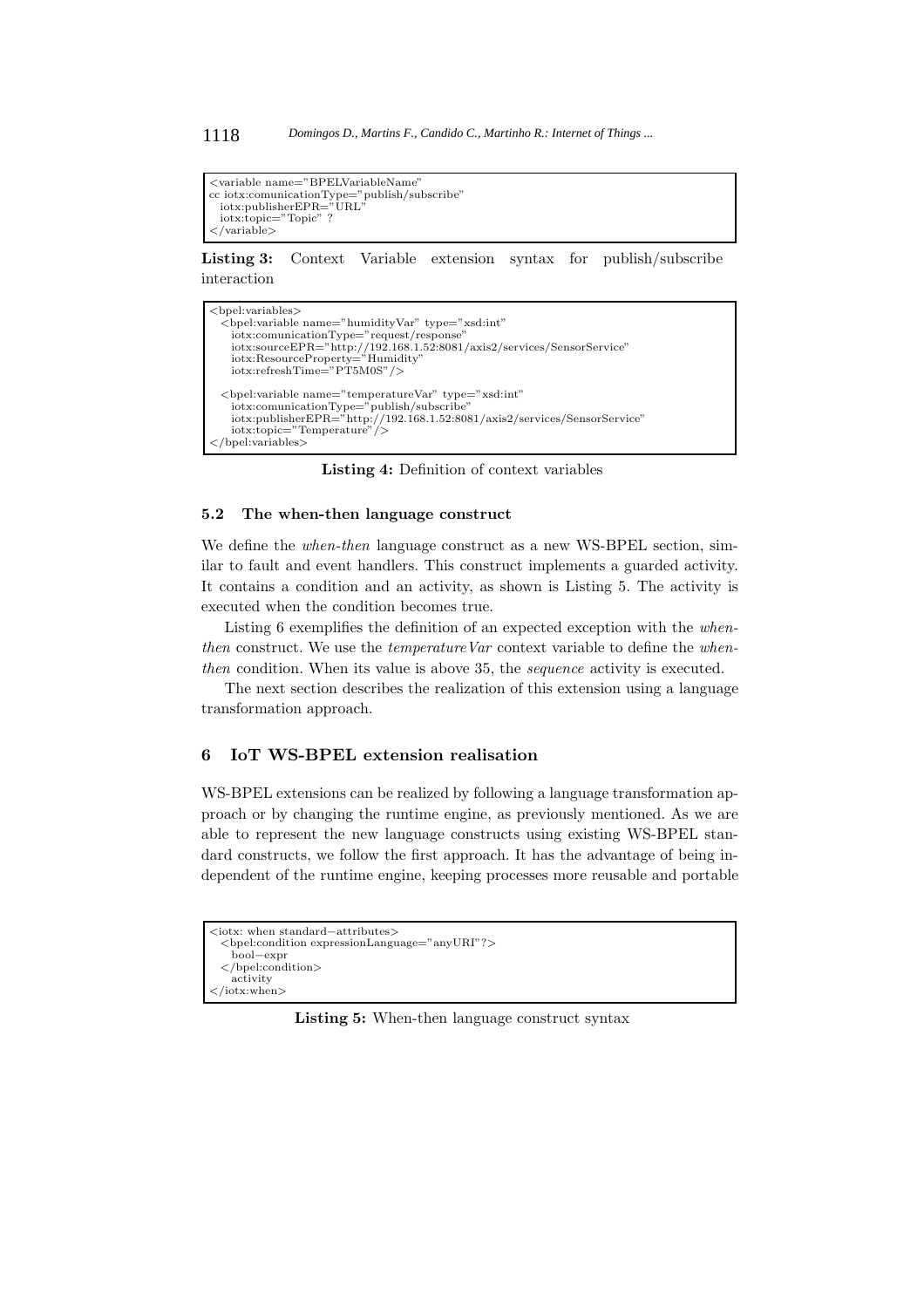```
<variable name="BPELVariableName"
cc iotx:comunicationType="publish/subscribe"
  iotx:publisherEPR="URL"
  iotx:topic="Topic" ?
</variable>
```

**Listing 3:** Context Variable extension syntax for publish/subscribe interaction

```
<bpel:variables>
  <bpel:variable name="humidityVar" type="xsd:int"
    iotx:comunicationType="request/response"
    iotx:sourceEPR="http://192.168.1.52:8081/axis2/services/SensorService"
    iotx:ResourceProperty="Humidity"
    iotx:refreshTime="PT5M0S"/>

  <bpel:variable name="temperatureVar" type="xsd:int"
    iotx:comunicationType="publish/subscribe"
    iotx:publisherEPR="http://192.168.1.52:8081/axis2/services/SensorService"
    iotx:topic="Temperature"/>
</bpel:variables>
```

**Listing 4:** Definition of context variables

### 5.2 The when-then language construct

We define the *when-then* language construct as a new WS-BPEL section, similar to fault and event handlers. This construct implements a guarded activity. It contains a condition and an activity, as shown is Listing 5. The activity is executed when the condition becomes true.

Listing 6 exemplifies the definition of an expected exception with the *when-then* construct. We use the *temperatureVar* context variable to define the *when-then* condition. When its value is above 35, the *sequence* activity is executed.

The next section describes the realization of this extension using a language transformation approach.

## 6 IoT WS-BPEL extension realisation

WS-BPEL extensions can be realized by following a language transformation approach or by changing the runtime engine, as previously mentioned. As we are able to represent the new language constructs using existing WS-BPEL standard constructs, we follow the first approach. It has the advantage of being independent of the runtime engine, keeping processes more reusable and portable

```
<iotx: when standard−attributes>
  <bpel:condition expressionLanguage="anyURI"?>
    bool−expr
  </bpel:condition>
    activity
</iotx:when>
```

**Listing 5:** When-then language construct syntax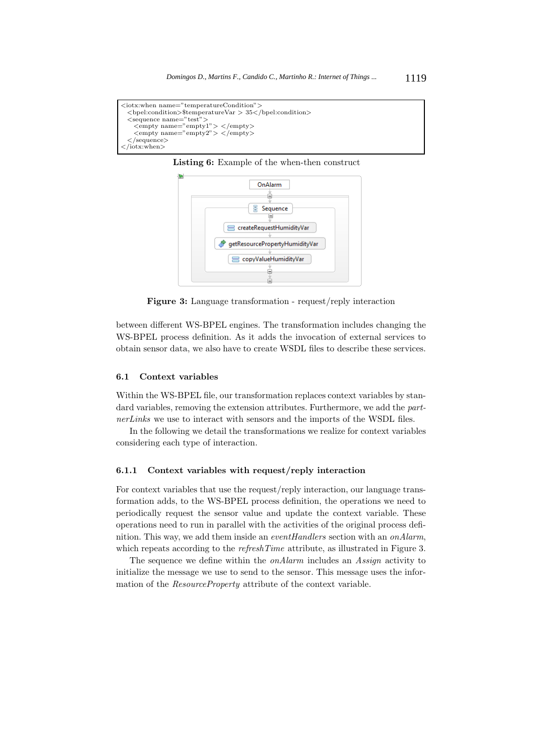```
<iotx:when name="temperatureCondition">
  <bpel:condition>$temperatureVar > 35</bpel:condition>
  <sequence name="test">
    <empty name="empty1"> </empty>
    <empty name="empty2"> </empty>
  </sequence>
</iotx:when>
```

**Listing 6:** Example of the when-then construct

**Figure 3:** Language transformation - request/reply interaction

between different WS-BPEL engines. The transformation includes changing the WS-BPEL process definition. As it adds the invocation of external services to obtain sensor data, we also have to create WSDL files to describe these services.

### 6.1 Context variables

Within the WS-BPEL file, our transformation replaces context variables by standard variables, removing the extension attributes. Furthermore, we add the *partnerLinks* we use to interact with sensors and the imports of the WSDL files.

In the following we detail the transformations we realize for context variables considering each type of interaction.

#### 6.1.1 Context variables with request/reply interaction

For context variables that use the request/reply interaction, our language transformation adds, to the WS-BPEL process definition, the operations we need to periodically request the sensor value and update the context variable. These operations need to run in parallel with the activities of the original process definition. This way, we add them inside an *eventHandlers* section with an *onAlarm*, which repeats according to the *refreshTime* attribute, as illustrated in Figure 3.

The sequence we define within the *onAlarm* includes an *Assign* activity to initialize the message we use to send to the sensor. This message uses the information of the *ResourceProperty* attribute of the context variable.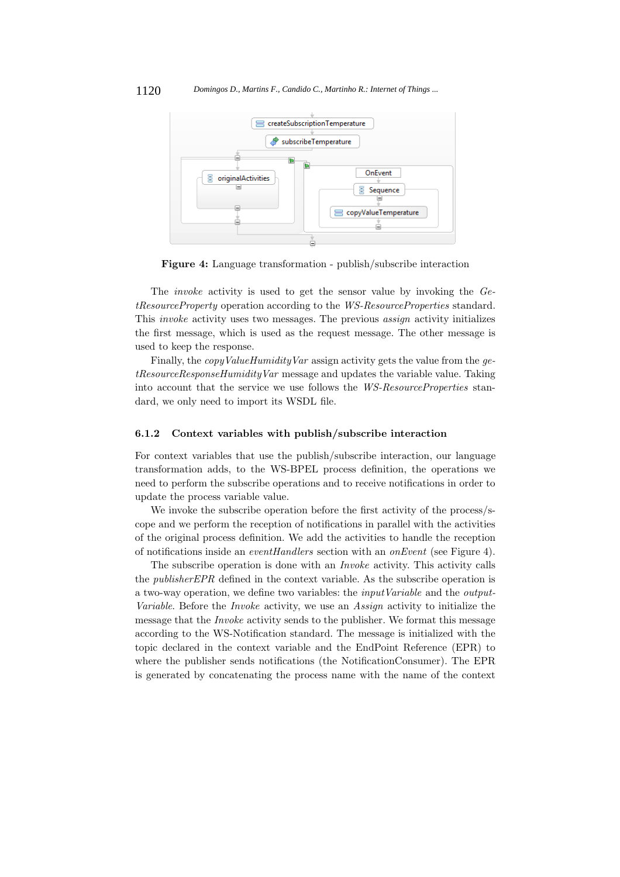**Figure 4:** Language transformation - publish/subscribe interaction

The *invoke* activity is used to get the sensor value by invoking the *GetResourceProperty* operation according to the *WS-ResourceProperties* standard. This *invoke* activity uses two messages. The previous *assign* activity initializes the first message, which is used as the request message. The other message is used to keep the response.

Finally, the *copyValueHumidityVar* assign activity gets the value from the *getResourceResponseHumidityVar* message and updates the variable value. Taking into account that the service we use follows the *WS-ResourceProperties* standard, we only need to import its WSDL file.

### 6.1.2 Context variables with publish/subscribe interaction

For context variables that use the publish/subscribe interaction, our language transformation adds, to the WS-BPEL process definition, the operations we need to perform the subscribe operations and to receive notifications in order to update the process variable value.

We invoke the subscribe operation before the first activity of the process/scope and we perform the reception of notifications in parallel with the activities of the original process definition. We add the activities to handle the reception of notifications inside an *eventHandlers* section with an *onEvent* (see Figure 4).

The subscribe operation is done with an *Invoke* activity. This activity calls the *publisherEPR* defined in the context variable. As the subscribe operation is a two-way operation, we define two variables: the *inputVariable* and the *outputVariable*. Before the *Invoke* activity, we use an *Assign* activity to initialize the message that the *Invoke* activity sends to the publisher. We format this message according to the WS-Notification standard. The message is initialized with the topic declared in the context variable and the EndPoint Reference (EPR) to where the publisher sends notifications (the NotificationConsumer). The EPR is generated by concatenating the process name with the name of the context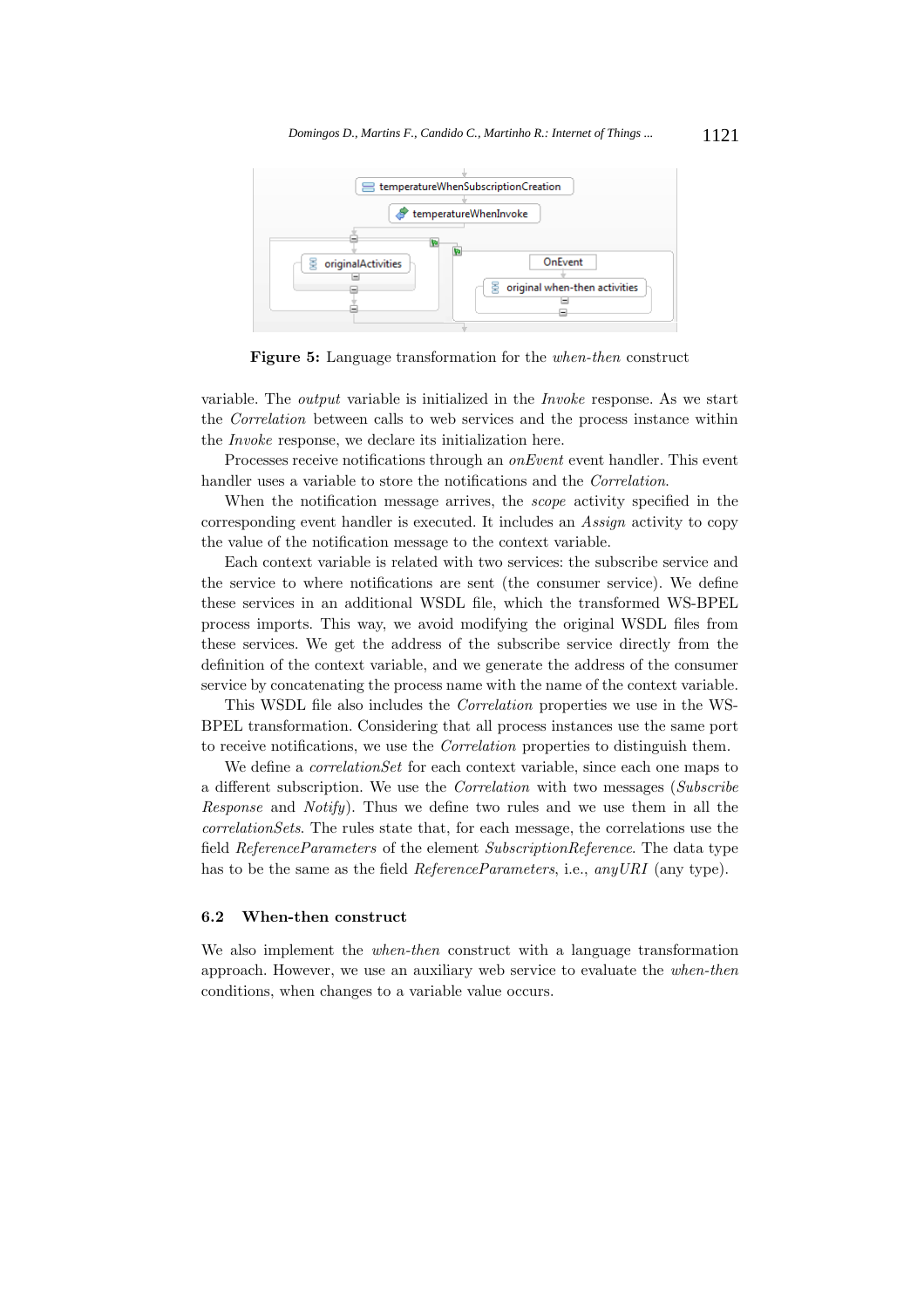**Figure 5:** Language transformation for the *when-then* construct

variable. The *output* variable is initialized in the *Invoke* response. As we start the *Correlation* between calls to web services and the process instance within the *Invoke* response, we declare its initialization here.

Processes receive notifications through an *onEvent* event handler. This event handler uses a variable to store the notifications and the *Correlation*.

When the notification message arrives, the *scope* activity specified in the corresponding event handler is executed. It includes an *Assign* activity to copy the value of the notification message to the context variable.

Each context variable is related with two services: the subscribe service and the service to where notifications are sent (the consumer service). We define these services in an additional WSDL file, which the transformed WS-BPEL process imports. This way, we avoid modifying the original WSDL files from these services. We get the address of the subscribe service directly from the definition of the context variable, and we generate the address of the consumer service by concatenating the process name with the name of the context variable.

This WSDL file also includes the *Correlation* properties we use in the WS-BPEL transformation. Considering that all process instances use the same port to receive notifications, we use the *Correlation* properties to distinguish them.

We define a *correlationSet* for each context variable, since each one maps to a different subscription. We use the *Correlation* with two messages (*Subscribe Response* and *Notify*). Thus we define two rules and we use them in all the *correlationSets*. The rules state that, for each message, the correlations use the field *ReferenceParameters* of the element *SubscriptionReference*. The data type has to be the same as the field *ReferenceParameters*, i.e., *anyURI* (any type).

### 6.2 When-then construct

We also implement the *when-then* construct with a language transformation approach. However, we use an auxiliary web service to evaluate the *when-then* conditions, when changes to a variable value occurs.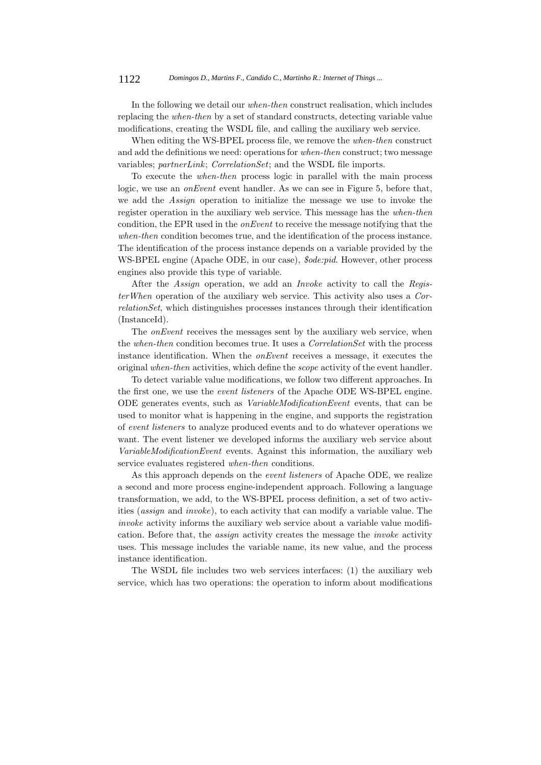In the following we detail our *when-then* construct realisation, which includes replacing the *when-then* by a set of standard constructs, detecting variable value modifications, creating the WSDL file, and calling the auxiliary web service.

When editing the WS-BPEL process file, we remove the *when-then* construct and add the definitions we need: operations for *when-then* construct; two message variables; *partnerLink*; *CorrelationSet*; and the WSDL file imports.

To execute the *when-then* process logic in parallel with the main process logic, we use an *onEvent* event handler. As we can see in Figure 5, before that, we add the *Assign* operation to initialize the message we use to invoke the register operation in the auxiliary web service. This message has the *when-then* condition, the EPR used in the *onEvent* to receive the message notifying that the *when-then* condition becomes true, and the identification of the process instance. The identification of the process instance depends on a variable provided by the WS-BPEL engine (Apache ODE, in our case), *$ode:pid*. However, other process engines also provide this type of variable.

After the *Assign* operation, we add an *Invoke* activity to call the *RegisterWhen* operation of the auxiliary web service. This activity also uses a *CorrelationSet*, which distinguishes processes instances through their identification (InstanceId).

The *onEvent* receives the messages sent by the auxiliary web service, when the *when-then* condition becomes true. It uses a *CorrelationSet* with the process instance identification. When the *onEvent* receives a message, it executes the original *when-then* activities, which define the *scope* activity of the event handler.

To detect variable value modifications, we follow two different approaches. In the first one, we use the *event listeners* of the Apache ODE WS-BPEL engine. ODE generates events, such as *VariableModificationEvent* events, that can be used to monitor what is happening in the engine, and supports the registration of *event listeners* to analyze produced events and to do whatever operations we want. The event listener we developed informs the auxiliary web service about *VariableModificationEvent* events. Against this information, the auxiliary web service evaluates registered *when-then* conditions.

As this approach depends on the *event listeners* of Apache ODE, we realize a second and more process engine-independent approach. Following a language transformation, we add, to the WS-BPEL process definition, a set of two activities (*assign* and *invoke*), to each activity that can modify a variable value. The *invoke* activity informs the auxiliary web service about a variable value modification. Before that, the *assign* activity creates the message the *invoke* activity uses. This message includes the variable name, its new value, and the process instance identification.

The WSDL file includes two web services interfaces: (1) the auxiliary web service, which has two operations: the operation to inform about modifications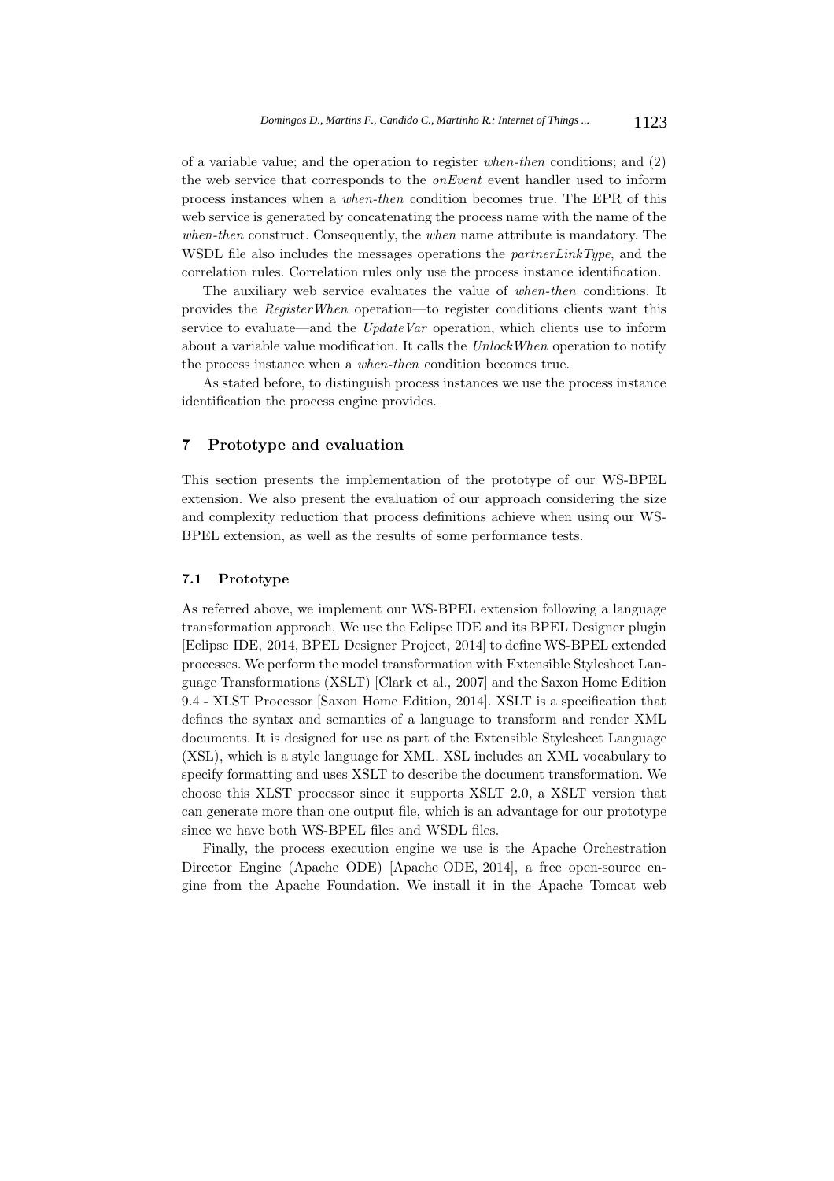of a variable value; and the operation to register *when-then* conditions; and (2) the web service that corresponds to the *onEvent* event handler used to inform process instances when a *when-then* condition becomes true. The EPR of this web service is generated by concatenating the process name with the name of the *when-then* construct. Consequently, the *when* name attribute is mandatory. The WSDL file also includes the messages operations the *partnerLinkType*, and the correlation rules. Correlation rules only use the process instance identification.

The auxiliary web service evaluates the value of *when-then* conditions. It provides the *RegisterWhen* operation—to register conditions clients want this service to evaluate—and the *UpdateVar* operation, which clients use to inform about a variable value modification. It calls the *UnlockWhen* operation to notify the process instance when a *when-then* condition becomes true.

As stated before, to distinguish process instances we use the process instance identification the process engine provides.

## 7 Prototype and evaluation

This section presents the implementation of the prototype of our WS-BPEL extension. We also present the evaluation of our approach considering the size and complexity reduction that process definitions achieve when using our WS-BPEL extension, as well as the results of some performance tests.

### 7.1 Prototype

As referred above, we implement our WS-BPEL extension following a language transformation approach. We use the Eclipse IDE and its BPEL Designer plugin [Eclipse IDE, 2014, BPEL Designer Project, 2014] to define WS-BPEL extended processes. We perform the model transformation with Extensible Stylesheet Language Transformations (XSLT) [Clark et al., 2007] and the Saxon Home Edition 9.4 - XLST Processor [Saxon Home Edition, 2014]. XSLT is a specification that defines the syntax and semantics of a language to transform and render XML documents. It is designed for use as part of the Extensible Stylesheet Language (XSL), which is a style language for XML. XSL includes an XML vocabulary to specify formatting and uses XSLT to describe the document transformation. We choose this XLST processor since it supports XSLT 2.0, a XSLT version that can generate more than one output file, which is an advantage for our prototype since we have both WS-BPEL files and WSDL files.

Finally, the process execution engine we use is the Apache Orchestration Director Engine (Apache ODE) [Apache ODE, 2014], a free open-source engine from the Apache Foundation. We install it in the Apache Tomcat web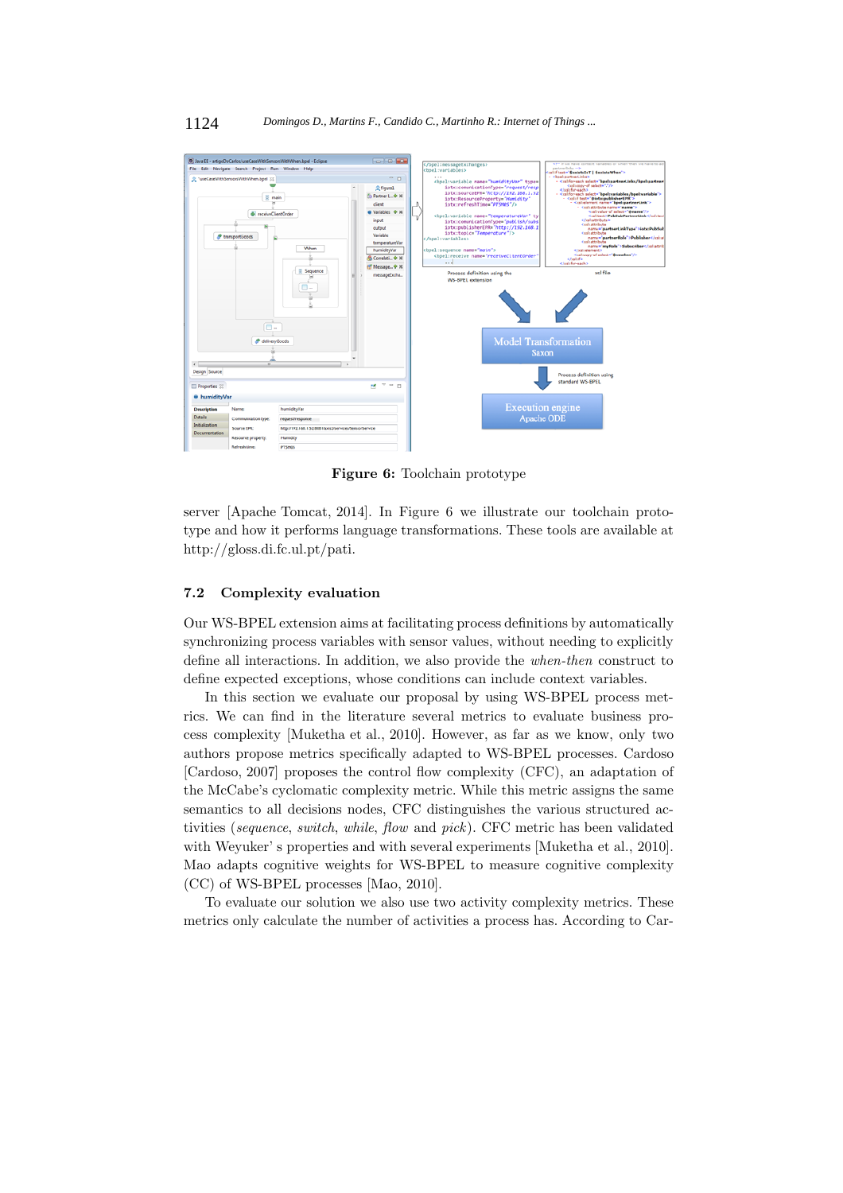**Figure 6:** Toolchain prototype

server [Apache Tomcat, 2014]. In Figure 6 we illustrate our toolchain prototype and how it performs language transformations. These tools are available at http://gloss.di.fc.ul.pt/pati.

### 7.2 Complexity evaluation

Our WS-BPEL extension aims at facilitating process definitions by automatically synchronizing process variables with sensor values, without needing to explicitly define all interactions. In addition, we also provide the *when-then* construct to define expected exceptions, whose conditions can include context variables.

In this section we evaluate our proposal by using WS-BPEL process metrics. We can find in the literature several metrics to evaluate business process complexity [Muketha et al., 2010]. However, as far as we know, only two authors propose metrics specifically adapted to WS-BPEL processes. Cardoso [Cardoso, 2007] proposes the control flow complexity (CFC), an adaptation of the McCabe's cyclomatic complexity metric. While this metric assigns the same semantics to all decisions nodes, CFC distinguishes the various structured activities (*sequence*, *switch*, *while*, *flow* and *pick*). CFC metric has been validated with Weyuker' s properties and with several experiments [Muketha et al., 2010]. Mao adapts cognitive weights for WS-BPEL to measure cognitive complexity (CC) of WS-BPEL processes [Mao, 2010].

To evaluate our solution we also use two activity complexity metrics. These metrics only calculate the number of activities a process has. According to Car-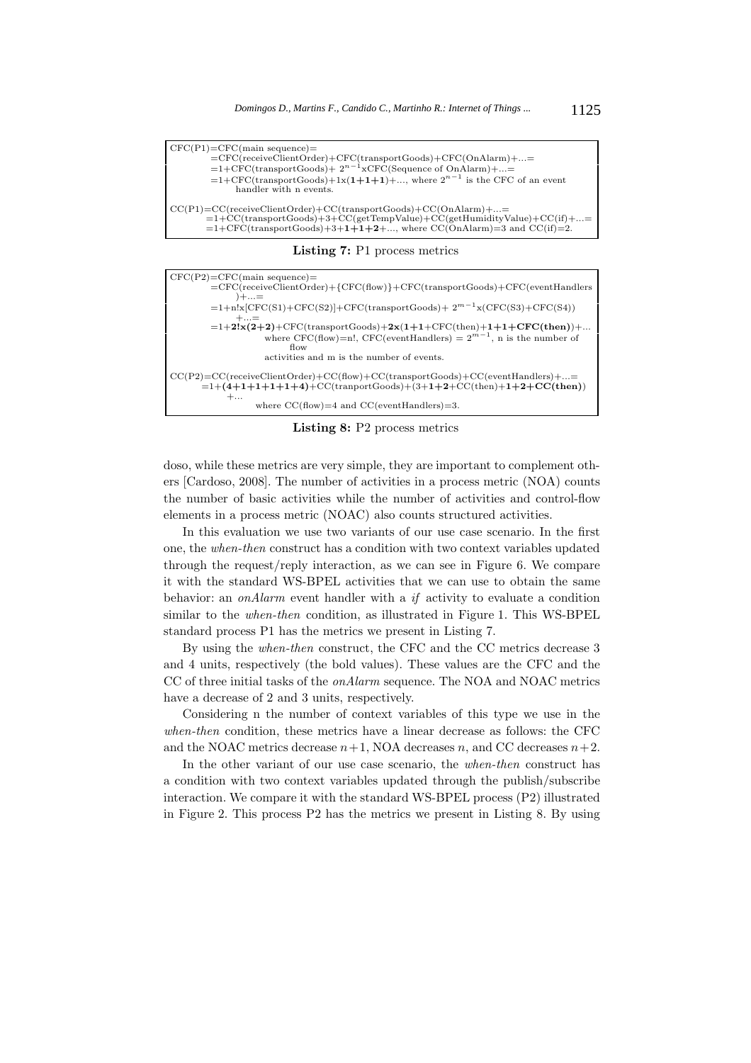```
CFC(P1)=CFC(main sequence)=
        =CFC(receiveClientOrder)+CFC(transportGoods)+CFC(OnAlarm)+...=
        =1+CFC(transportGoods)+ 2^{n-1}xCFC(Sequence of OnAlarm)+...=
        =1+CFC(transportGoods)+1x(1+1+1)+..., where 2^{n-1} is the CFC of an event
              handler with n events.

CC(P1)=CC(receiveClientOrder)+CC(transportGoods)+CC(OnAlarm)+...=
        =1+CC(transportGoods)+3+CC(getTempValue)+CC(getHumidityValue)+CC(if)+...=
        =1+CFC(transportGoods)+3+1+1+2+..., where CC(OnAlarm)=3 and CC(if)=2.
```

**Listing 7:** P1 process metrics

```
CFC(P2)=CFC(main sequence)=
        =CFC(receiveClientOrder)+{CFC(flow)}+CFC(transportGoods)+CFC(eventHandlers
        )+...=
        =1+n!x[CFC(S1)+CFC(S2)]+CFC(transportGoods)+ 2^{m-1}x(CFC(S3)+CFC(S4))
        +...=
        =1+2!x(2+2)+CFC(transportGoods)+2x(1+1+CFC(then)+1+1+CFC(then))+...
                 where CFC(flow)=n!, CFC(eventHandlers) = 2^{m-1}, n is the number of
                 flow
                 activities and m is the number of events.

CC(P2)=CC(receiveClientOrder)+CC(flow)+CC(transportGoods)+CC(eventHandlers)+...=
        =1+(4+1+1+1+1+4)+CC(tranportGoods)+(3+1+2+CC(then)+1+2+CC(then))
        +...
             where CC(flow)=4 and CC(eventHandlers)=3.
```

**Listing 8:** P2 process metrics

doso, while these metrics are very simple, they are important to complement others [Cardoso, 2008]. The number of activities in a process metric (NOA) counts the number of basic activities while the number of activities and control-flow elements in a process metric (NOAC) also counts structured activities.

In this evaluation we use two variants of our use case scenario. In the first one, the *when-then* construct has a condition with two context variables updated through the request/reply interaction, as we can see in Figure 6. We compare it with the standard WS-BPEL activities that we can use to obtain the same behavior: an *onAlarm* event handler with a *if* activity to evaluate a condition similar to the *when-then* condition, as illustrated in Figure 1. This WS-BPEL standard process P1 has the metrics we present in Listing 7.

By using the *when-then* construct, the CFC and the CC metrics decrease 3 and 4 units, respectively (the bold values). These values are the CFC and the CC of three initial tasks of the *onAlarm* sequence. The NOA and NOAC metrics have a decrease of 2 and 3 units, respectively.

Considering n the number of context variables of this type we use in the *when-then* condition, these metrics have a linear decrease as follows: the CFC and the NOAC metrics decrease $n+1$, NOA decreases $n$, and CC decreases $n+2$.

In the other variant of our use case scenario, the *when-then* construct has a condition with two context variables updated through the publish/subscribe interaction. We compare it with the standard WS-BPEL process (P2) illustrated in Figure 2. This process P2 has the metrics we present in Listing 8. By using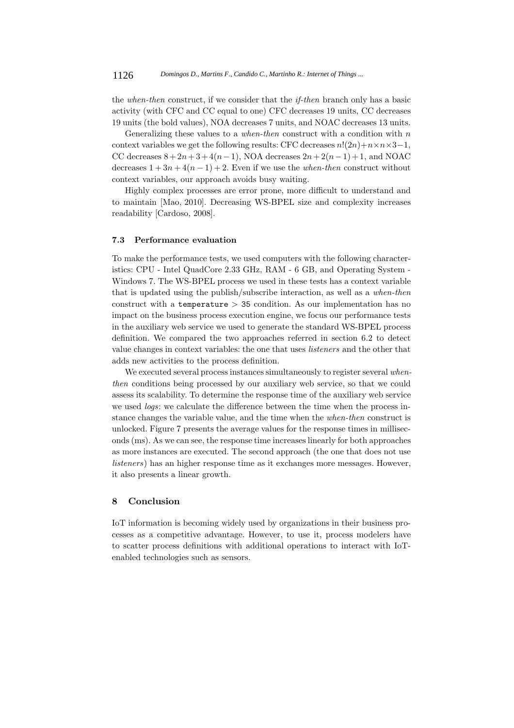the *when-then* construct, if we consider that the *if-then* branch only has a basic activity (with CFC and CC equal to one) CFC decreases 19 units, CC decreases 19 units (the bold values), NOA decreases 7 units, and NOAC decreases 13 units.

Generalizing these values to a *when-then* construct with a condition with $n$ context variables we get the following results: CFC decreases $n!(2n)+n\times n\times 3-1$, CC decreases $8+2n+3+4(n-1)$, NOA decreases $2n+2(n-1)+1$, and NOAC decreases $1+3n+4(n-1)+2$. Even if we use the *when-then* construct without context variables, our approach avoids busy waiting.

Highly complex processes are error prone, more difficult to understand and to maintain [Mao, 2010]. Decreasing WS-BPEL size and complexity increases readability [Cardoso, 2008].

### 7.3 Performance evaluation

To make the performance tests, we used computers with the following characteristics: CPU - Intel QuadCore 2.33 GHz, RAM - 6 GB, and Operating System - Windows 7. The WS-BPEL process we used in these tests has a context variable that is updated using the publish/subscribe interaction, as well as a *when-then* construct with a `temperature > 35` condition. As our implementation has no impact on the business process execution engine, we focus our performance tests in the auxiliary web service we used to generate the standard WS-BPEL process definition. We compared the two approaches referred in section 6.2 to detect value changes in context variables: the one that uses *listeners* and the other that adds new activities to the process definition.

We executed several process instances simultaneously to register several *when-then* conditions being processed by our auxiliary web service, so that we could assess its scalability. To determine the response time of the auxiliary web service we used *logs*: we calculate the difference between the time when the process instance changes the variable value, and the time when the *when-then* construct is unlocked. Figure 7 presents the average values for the response times in milliseconds (ms). As we can see, the response time increases linearly for both approaches as more instances are executed. The second approach (the one that does not use *listeners*) has an higher response time as it exchanges more messages. However, it also presents a linear growth.

## 8 Conclusion

IoT information is becoming widely used by organizations in their business processes as a competitive advantage. However, to use it, process modelers have to scatter process definitions with additional operations to interact with IoT-enabled technologies such as sensors.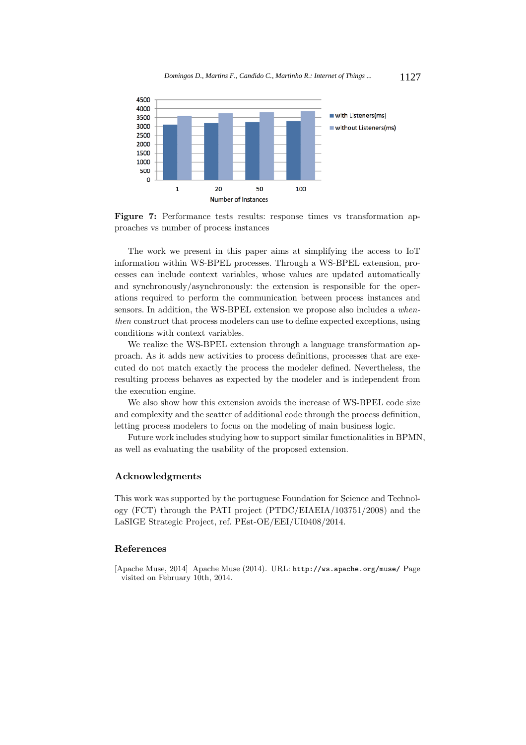**Figure 7:** Performance tests results: response times vs transformation approaches vs number of process instances

The work we present in this paper aims at simplifying the access to IoT information within WS-BPEL processes. Through a WS-BPEL extension, processes can include context variables, whose values are updated automatically and synchronously/asynchronously: the extension is responsible for the operations required to perform the communication between process instances and sensors. In addition, the WS-BPEL extension we propose also includes a *when-then* construct that process modelers can use to define expected exceptions, using conditions with context variables.

We realize the WS-BPEL extension through a language transformation approach. As it adds new activities to process definitions, processes that are executed do not match exactly the process the modeler defined. Nevertheless, the resulting process behaves as expected by the modeler and is independent from the execution engine.

We also show how this extension avoids the increase of WS-BPEL code size and complexity and the scatter of additional code through the process definition, letting process modelers to focus on the modeling of main business logic.

Future work includes studying how to support similar functionalities in BPMN, as well as evaluating the usability of the proposed extension.

## Acknowledgments

This work was supported by the portuguese Foundation for Science and Technology (FCT) through the PATI project (PTDC/EIAEIA/103751/2008) and the LaSIGE Strategic Project, ref. PEst-OE/EEI/UI0408/2014.

## References

[Apache Muse, 2014] Apache Muse (2014). URL: `http://ws.apache.org/muse/` Page visited on February 10th, 2014.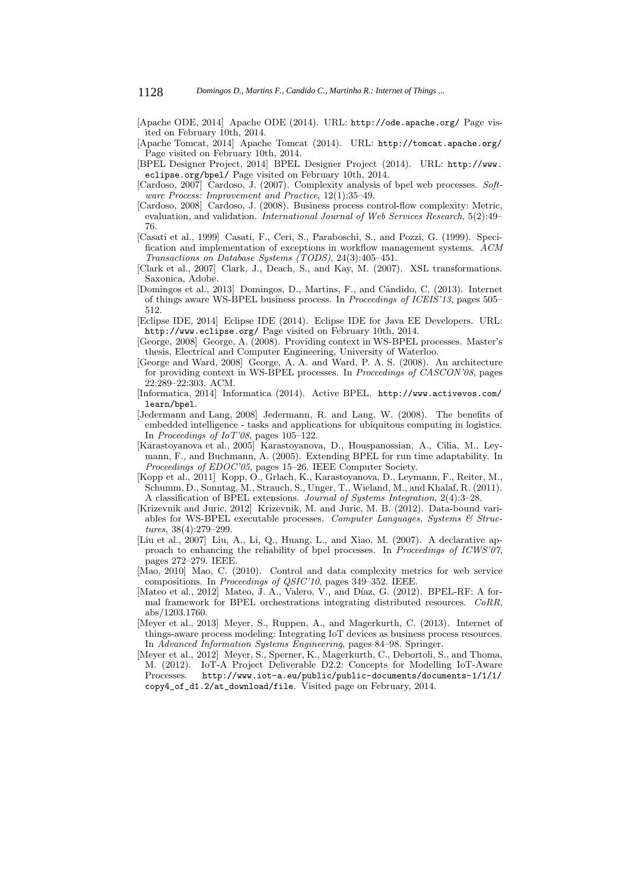[Apache ODE, 2014] Apache ODE (2014). URL: http://ode.apache.org/ Page visited on February 10th, 2014.

[Apache Tomcat, 2014] Apache Tomcat (2014). URL: http://tomcat.apache.org/ Page visited on February 10th, 2014.

[BPEL Designer Project, 2014] BPEL Designer Project (2014). URL: http://www.eclipse.org/bpel/ Page visited on February 10th, 2014.

[Cardoso, 2007] Cardoso, J. (2007). Complexity analysis of bpel web processes. *Software Process: Improvement and Practice*, 12(1):35–49.

[Cardoso, 2008] Cardoso, J. (2008). Business process control-flow complexity: Metric, evaluation, and validation. *International Journal of Web Services Research*, 5(2):49–76.

[Casati et al., 1999] Casati, F., Ceri, S., Paraboschi, S., and Pozzi, G. (1999). Specification and implementation of exceptions in workflow management systems. *ACM Transactions on Database Systems (TODS)*, 24(3):405–451.

[Clark et al., 2007] Clark, J., Deach, S., and Kay, M. (2007). XSL transformations. Saxonica, Adobe.

[Domingos et al., 2013] Domingos, D., Martins, F., and Cândido, C. (2013). Internet of things aware WS-BPEL business process. In *Proceedings of ICEIS'13*, pages 505–512.

[Eclipse IDE, 2014] Eclipse IDE (2014). Eclipse IDE for Java EE Developers. URL: http://www.eclipse.org/ Page visited on February 10th, 2014.

[George, 2008] George, A. (2008). Providing context in WS-BPEL processes. Master's thesis, Electrical and Computer Engineering, University of Waterloo.

[George and Ward, 2008] George, A. A. and Ward, P. A. S. (2008). An architecture for providing context in WS-BPEL processes. In *Proceedings of CASCON'08*, pages 22:289–22:303. ACM.

[Informatica, 2014] Informatica (2014). Active BPEL. http://www.activevos.com/learn/bpel.

[Jedermann and Lang, 2008] Jedermann, R. and Lang, W. (2008). The benefits of embedded intelligence - tasks and applications for ubiquitous computing in logistics. In *Proceedings of IoT'08*, pages 105–122.

[Karastoyanova et al., 2005] Karastoyanova, D., Houspanossian, A., Cilia, M., Leymann, F., and Buchmann, A. (2005). Extending BPEL for run time adaptability. In *Proceedings of EDOC'05*, pages 15–26. IEEE Computer Society.

[Kopp et al., 2011] Kopp, O., Grlach, K., Karastoyanova, D., Leymann, F., Reiter, M., Schumm, D., Sonntag, M., Strauch, S., Unger, T., Wieland, M., and Khalaf, R. (2011). A classification of BPEL extensions. *Journal of Systems Integration*, 2(4):3–28.

[Krizevnik and Juric, 2012] Krizevnik, M. and Juric, M. B. (2012). Data-bound variables for WS-BPEL executable processes. *Computer Languages, Systems & Structures*, 38(4):279–299.

[Liu et al., 2007] Liu, A., Li, Q., Huang, L., and Xiao, M. (2007). A declarative approach to enhancing the reliability of bpel processes. In *Proceedings of ICWS'07*, pages 272–279. IEEE.

[Mao, 2010] Mao, C. (2010). Control and data complexity metrics for web service compositions. In *Proceedings of QSIC'10*, pages 349–352. IEEE.

[Mateo et al., 2012] Mateo, J. A., Valero, V., and Díaz, G. (2012). BPEL-RF: A formal framework for BPEL orchestrations integrating distributed resources. *CoRR*, abs/1203.1760.

[Meyer et al., 2013] Meyer, S., Ruppen, A., and Magerkurth, C. (2013). Internet of things-aware process modeling: Integrating IoT devices as business process resources. In *Advanced Information Systems Engineering*, pages 84–98. Springer.

[Meyer et al., 2012] Meyer, S., Sperner, K., Magerkurth, C., Debortoli, S., and Thoma, M. (2012). IoT-A Project Deliverable D2.2: Concepts for Modelling IoT-Aware Processes. http://www.iot-a.eu/public/public-documents/documents-1/1/1/copy4_of_d1.2/at_download/file. Visited page on February, 2014.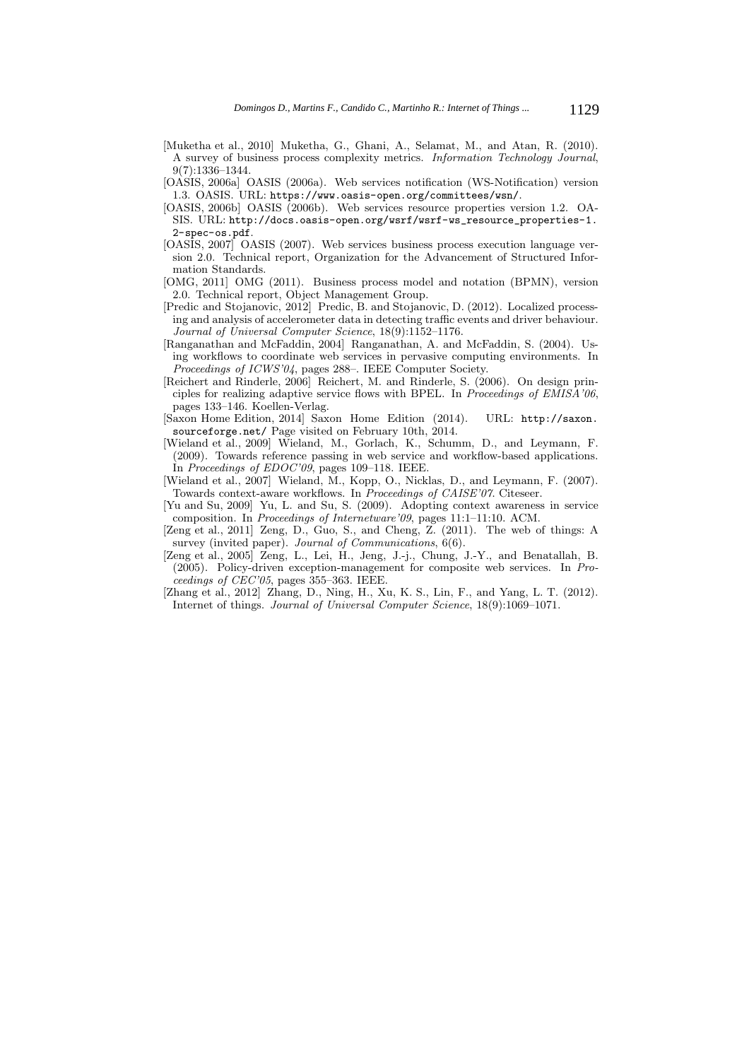[Muketha et al., 2010] Muketha, G., Ghani, A., Selamat, M., and Atan, R. (2010). A survey of business process complexity metrics. *Information Technology Journal*, 9(7):1336–1344.

[OASIS, 2006a] OASIS (2006a). Web services notification (WS-Notification) version 1.3. OASIS. URL: `https://www.oasis-open.org/committees/wsn/`.

[OASIS, 2006b] OASIS (2006b). Web services resource properties version 1.2. OASIS. URL: `http://docs.oasis-open.org/wsrf/wsrf-ws_resource_properties-1.2-spec-os.pdf`.

[OASIS, 2007] OASIS (2007). Web services business process execution language version 2.0. Technical report, Organization for the Advancement of Structured Information Standards.

[OMG, 2011] OMG (2011). Business process model and notation (BPMN), version 2.0. Technical report, Object Management Group.

[Predic and Stojanovic, 2012] Predic, B. and Stojanovic, D. (2012). Localized processing and analysis of accelerometer data in detecting traffic events and driver behaviour. *Journal of Universal Computer Science*, 18(9):1152–1176.

[Ranganathan and McFaddin, 2004] Ranganathan, A. and McFaddin, S. (2004). Using workflows to coordinate web services in pervasive computing environments. In *Proceedings of ICWS'04*, pages 288–. IEEE Computer Society.

[Reichert and Rinderle, 2006] Reichert, M. and Rinderle, S. (2006). On design principles for realizing adaptive service flows with BPEL. In *Proceedings of EMISA'06*, pages 133–146. Koellen-Verlag.

[Saxon Home Edition, 2014] Saxon Home Edition (2014). URL: `http://saxon.sourceforge.net/` Page visited on February 10th, 2014.

[Wieland et al., 2009] Wieland, M., Gorlach, K., Schumm, D., and Leymann, F. (2009). Towards reference passing in web service and workflow-based applications. In *Proceedings of EDOC'09*, pages 109–118. IEEE.

[Wieland et al., 2007] Wieland, M., Kopp, O., Nicklas, D., and Leymann, F. (2007). Towards context-aware workflows. In *Proceedings of CAISE'07*. Citeseer.

[Yu and Su, 2009] Yu, L. and Su, S. (2009). Adopting context awareness in service composition. In *Proceedings of Internetware'09*, pages 11:1–11:10. ACM.

[Zeng et al., 2011] Zeng, D., Guo, S., and Cheng, Z. (2011). The web of things: A survey (invited paper). *Journal of Communications*, 6(6).

[Zeng et al., 2005] Zeng, L., Lei, H., Jeng, J.-j., Chung, J.-Y., and Benatallah, B. (2005). Policy-driven exception-management for composite web services. In *Proceedings of CEC'05*, pages 355–363. IEEE.

[Zhang et al., 2012] Zhang, D., Ning, H., Xu, K. S., Lin, F., and Yang, L. T. (2012). Internet of things. *Journal of Universal Computer Science*, 18(9):1069–1071.